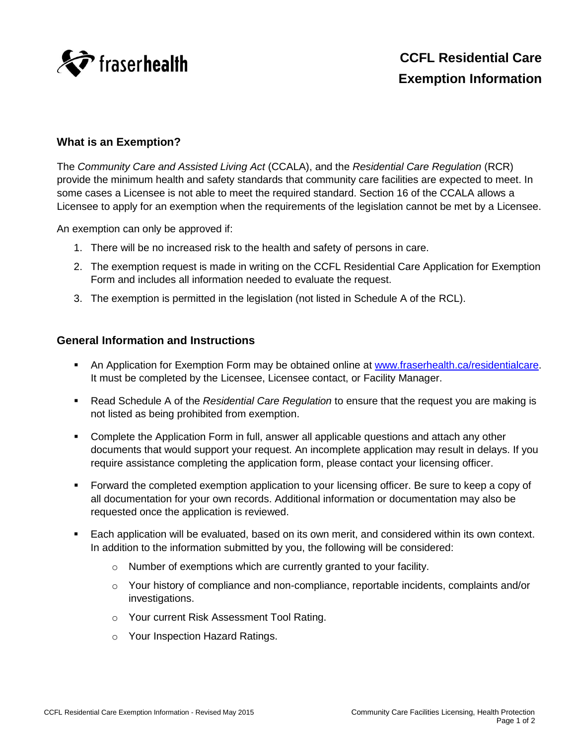fraserhealth

# CCFL Residential Care Exemption Information

## What is an Exemption?

The *Community Care and Assisted Living Act* (CCALA), and the *Residential Care Regulation* (RCR) provide the minimum health and safety standards that community care facilities are expected to meet. In some cases a Licensee is not able to meet the required standard. Section 16 of the CCALA allows a Licensee to apply for an exemption when the requirements of the legislation cannot be met by a Licensee.

An exemption can only be approved if:

1. There will be no increased risk to the health and safety of persons in care.
2. The exemption request is made in writing on the CCFL Residential Care Application for Exemption Form and includes all information needed to evaluate the request.
3. The exemption is permitted in the legislation (not listed in Schedule A of the RCL).

## General Information and Instructions

- An Application for Exemption Form may be obtained online at [www.fraserhealth.ca/residentialcare](http://www.fraserhealth.ca/residentialcare). It must be completed by the Licensee, Licensee contact, or Facility Manager.
- Read Schedule A of the *Residential Care Regulation* to ensure that the request you are making is not listed as being prohibited from exemption.
- Complete the Application Form in full, answer all applicable questions and attach any other documents that would support your request. An incomplete application may result in delays. If you require assistance completing the application form, please contact your licensing officer.
- Forward the completed exemption application to your licensing officer. Be sure to keep a copy of all documentation for your own records. Additional information or documentation may also be requested once the application is reviewed.
- Each application will be evaluated, based on its own merit, and considered within its own context. In addition to the information submitted by you, the following will be considered:
  - Number of exemptions which are currently granted to your facility.
  - Your history of compliance and non-compliance, reportable incidents, complaints and/or investigations.
  - Your current Risk Assessment Tool Rating.
  - Your Inspection Hazard Ratings.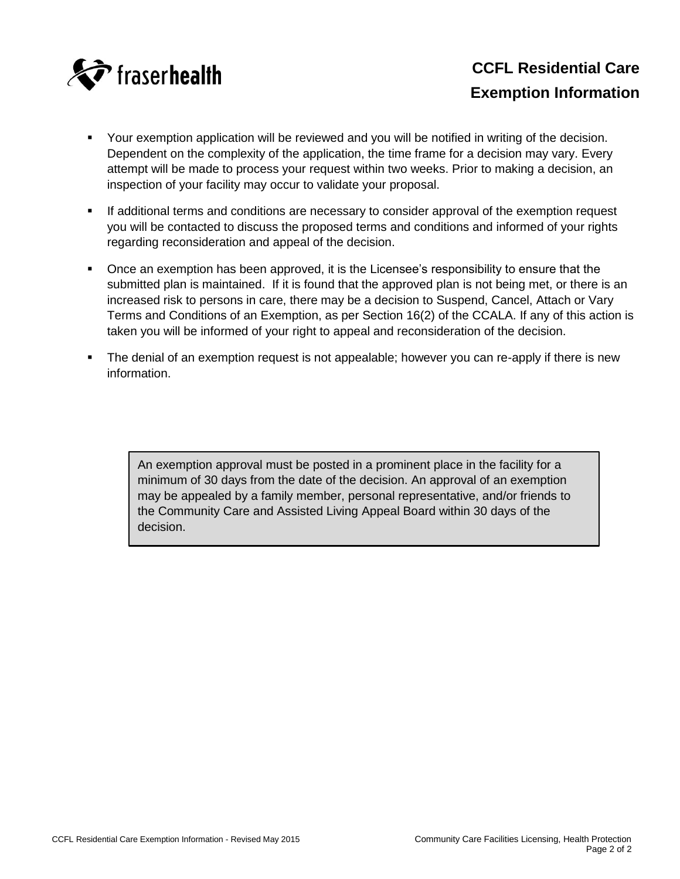- Your exemption application will be reviewed and you will be notified in writing of the decision. Dependent on the complexity of the application, the time frame for a decision may vary. Every attempt will be made to process your request within two weeks. Prior to making a decision, an inspection of your facility may occur to validate your proposal.
- If additional terms and conditions are necessary to consider approval of the exemption request you will be contacted to discuss the proposed terms and conditions and informed of your rights regarding reconsideration and appeal of the decision.
- Once an exemption has been approved, it is the Licensee's responsibility to ensure that the submitted plan is maintained. If it is found that the approved plan is not being met, or there is an increased risk to persons in care, there may be a decision to Suspend, Cancel, Attach or Vary Terms and Conditions of an Exemption, as per Section 16(2) of the CCALA. If any of this action is taken you will be informed of your right to appeal and reconsideration of the decision.
- The denial of an exemption request is not appealable; however you can re-apply if there is new information.

> An exemption approval must be posted in a prominent place in the facility for a minimum of 30 days from the date of the decision. An approval of an exemption may be appealed by a family member, personal representative, and/or friends to the Community Care and Assisted Living Appeal Board within 30 days of the decision.